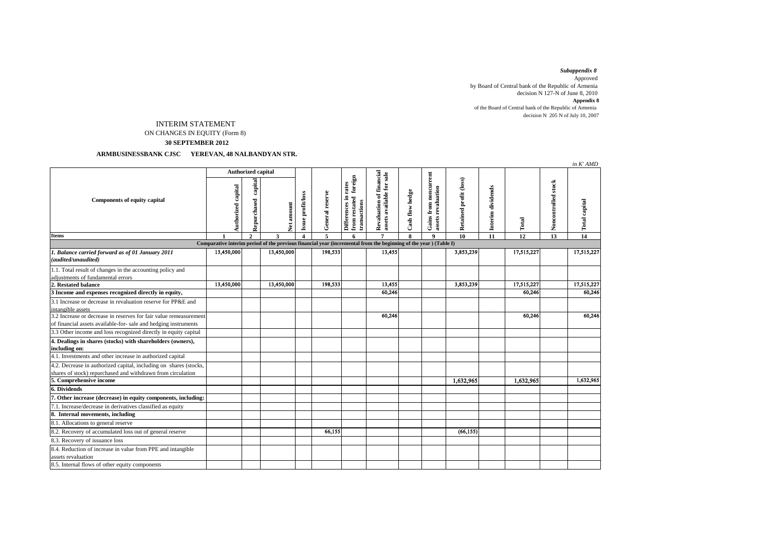*Subappendix 8*
Approved
by Board of Central bank of the Republic of Armenia
decision N 127-N of June 8, 2010
**Appendix 8**
of the Board of Central bank of the Republic of Armenia
decision N 205 N of July 10, 2007

# INTERIM STATEMENT
## ON CHANGES IN EQUITY (Form 8)
### 30 SEPTEMBER 2012

**ARMBUSINESSBANK CJSC YEREVAN, 48 NALBANDYAN STR.**

*in K' AMD*

| Components of equity capital | Authorized capital | | | Issue profit/loss | General reserve | Differences in rates from restated foreign transactions | Revaluation of financial assets available for sale | Cash flow hedge | Gains from noncurrent assets revaluation | Retained profit (loss) | Interim dividends | Total | Noncontrolled stock | Total capital |
|---|---|---|---|---|---|---|---|---|---|---|---|---|---|---|
| | Authorized capital | Repurchased capital | Net amount | | | | | | | | | | | |
| **Items** | **1** | **2** | **3** | **4** | **5** | **6** | **7** | **8** | **9** | **10** | **11** | **12** | **13** | **14** |
| **Comparative interim period of the previous financial year (incremental from the beginning of the year ) (Table I)** | | | | | | | | | | | | | | |
| ***1. Balance carried forward as of 01 January 2011 (audited/unaudited)*** | 13,450,000 | | 13,450,000 | | 198,533 | | 13,455 | | | 3,853,239 | | 17,515,227 | | 17,515,227 |
| 1.1. Total result of changes in the accounting policy and adjustments of fundamental errors | | | | | | | | | | | | | | |
| **2. Restated balance** | 13,450,000 | | 13,450,000 | | 198,533 | | 13,455 | | | 3,853,239 | | 17,515,227 | | 17,515,227 |
| **3 Income and expenses recognized directly in equity,** | | | | | | | 60,246 | | | | | 60,246 | | 60,246 |
| 3.1 Increase or decrease in revaluation reserve for PP&E and intangible assets | | | | | | | | | | | | | | |
| 3.2 Increase or decrease in reserves for fair value remeasurement of financial assets available-for- sale and hedging instruments | | | | | | | 60,246 | | | | | 60,246 | | 60,246 |
| 3.3 Other income and loss recognized directly in equity capital | | | | | | | | | | | | | | |
| **4. Dealings in shares (stocks) with shareholders (owners), including on:** | | | | | | | | | | | | | | |
| 4.1. Investments and other increase in authorized capital | | | | | | | | | | | | | | |
| 4.2. Decrease in authorized capital, including on shares (stocks, shares of stock) repurchased and withdrawn from circulation | | | | | | | | | | | | | | |
| **5. Comprehensive income** | | | | | | | | | | 1,632,965 | | 1,632,965 | | 1,632,965 |
| **6. Dividends** | | | | | | | | | | | | | | |
| **7. Other increase (decrease) in equity components, including:** | | | | | | | | | | | | | | |
| 7.1. Increase/decrease in derivatives classified as equity | | | | | | | | | | | | | | |
| **8. Internal movements, including** | | | | | | | | | | | | | | |
| 8.1. Allocations to general reserve | | | | | | | | | | | | | | |
| 8.2. Recovery of accumulated loss out of general reserve | | | | | 66,155 | | | | | (66,155) | | | | |
| 8.3. Recovery of issuance loss | | | | | | | | | | | | | | |
| 8.4. Reduction of increase in value from PPE and intangible assets revaluation | | | | | | | | | | | | | | |
| 8.5. Internal flows of other equity components | | | | | | | | | | | | | | |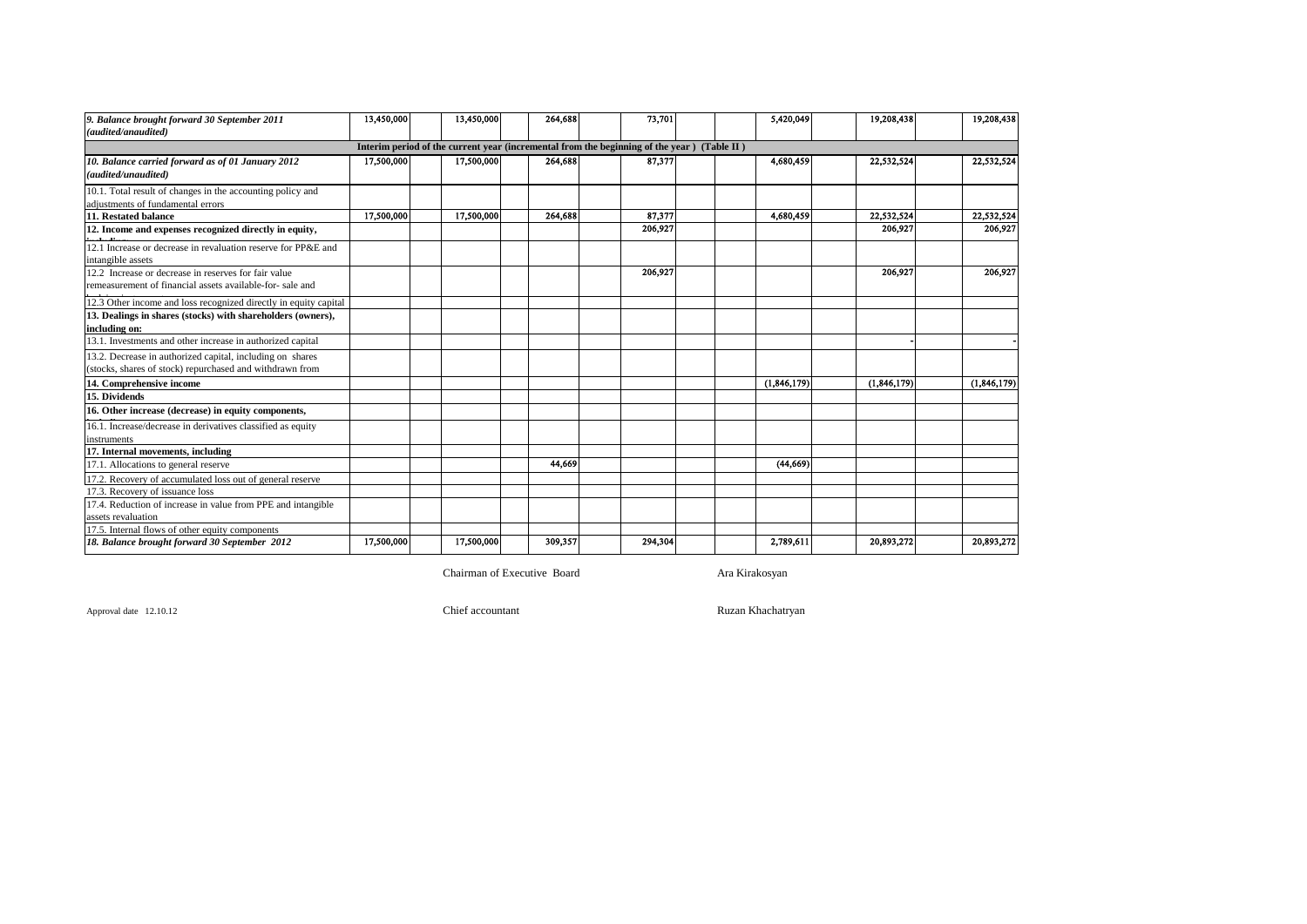| | | | | | | | | | | | | | | |
|---|---|---|---|---|---|---|---|---|---|---|---|---|---|---|
| ***9. Balance brought forward 30 September 2011 (audited/anaudited)*** | 13,450,000 | | 13,450,000 | | 264,688 | | 73,701 | | | 5,420,049 | | 19,208,438 | | 19,208,438 |
| **Interim period of the current year (incremental from the beginning of the year ) (Table II )** | | | | | | | | | | | | | | |
| ***10. Balance carried forward as of 01 January 2012 (audited/unaudited)*** | 17,500,000 | | 17,500,000 | | 264,688 | | 87,377 | | | 4,680,459 | | 22,532,524 | | 22,532,524 |
| 10.1. Total result of changes in the accounting policy and adjustments of fundamental errors | | | | | | | | | | | | | | |
| **11. Restated balance** | 17,500,000 | | 17,500,000 | | 264,688 | | 87,377 | | | 4,680,459 | | 22,532,524 | | 22,532,524 |
| **12. Income and expenses recognized directly in equity, including:** | | | | | | | 206,927 | | | | | 206,927 | | 206,927 |
| 12.1 Increase or decrease in revaluation reserve for PP&E and intangible assets | | | | | | | | | | | | | | |
| 12.2 Increase or decrease in reserves for fair value remeasurement of financial assets available-for- sale and | | | | | | | 206,927 | | | | | 206,927 | | 206,927 |
| 12.3 Other income and loss recognized directly in equity capital | | | | | | | | | | | | | | |
| **13. Dealings in shares (stocks) with shareholders (owners), including on:** | | | | | | | | | | | | | | |
| 13.1. Investments and other increase in authorized capital | | | | | | | | | | | | - | | - |
| 13.2. Decrease in authorized capital, including on shares (stocks, shares of stock) repurchased and withdrawn from | | | | | | | | | | | | | | |
| **14. Comprehensive income** | | | | | | | | | | (1,846,179) | | (1,846,179) | | (1,846,179) |
| **15. Dividends** | | | | | | | | | | | | | | |
| **16. Other increase (decrease) in equity components, including:** | | | | | | | | | | | | | | |
| 16.1. Increase/decrease in derivatives classified as equity instruments | | | | | | | | | | | | | | |
| **17. Internal movements, including** | | | | | | | | | | | | | | |
| 17.1. Allocations to general reserve | | | | | 44,669 | | | | | (44,669) | | | | |
| 17.2. Recovery of accumulated loss out of general reserve | | | | | | | | | | | | | | |
| 17.3. Recovery of issuance loss | | | | | | | | | | | | | | |
| 17.4. Reduction of increase in value from PPE and intangible assets revaluation | | | | | | | | | | | | | | |
| 17.5. Internal flows of other equity components | | | | | | | | | | | | | | |
| ***18. Balance brought forward 30 September 2012*** | 17,500,000 | | 17,500,000 | | 309,357 | | 294,304 | | | 2,789,611 | | 20,893,272 | | 20,893,272 |

Chairman of Executive Board — Ara Kirakosyan

Approval date 12.10.12

Chief accountant — Ruzan Khachatryan